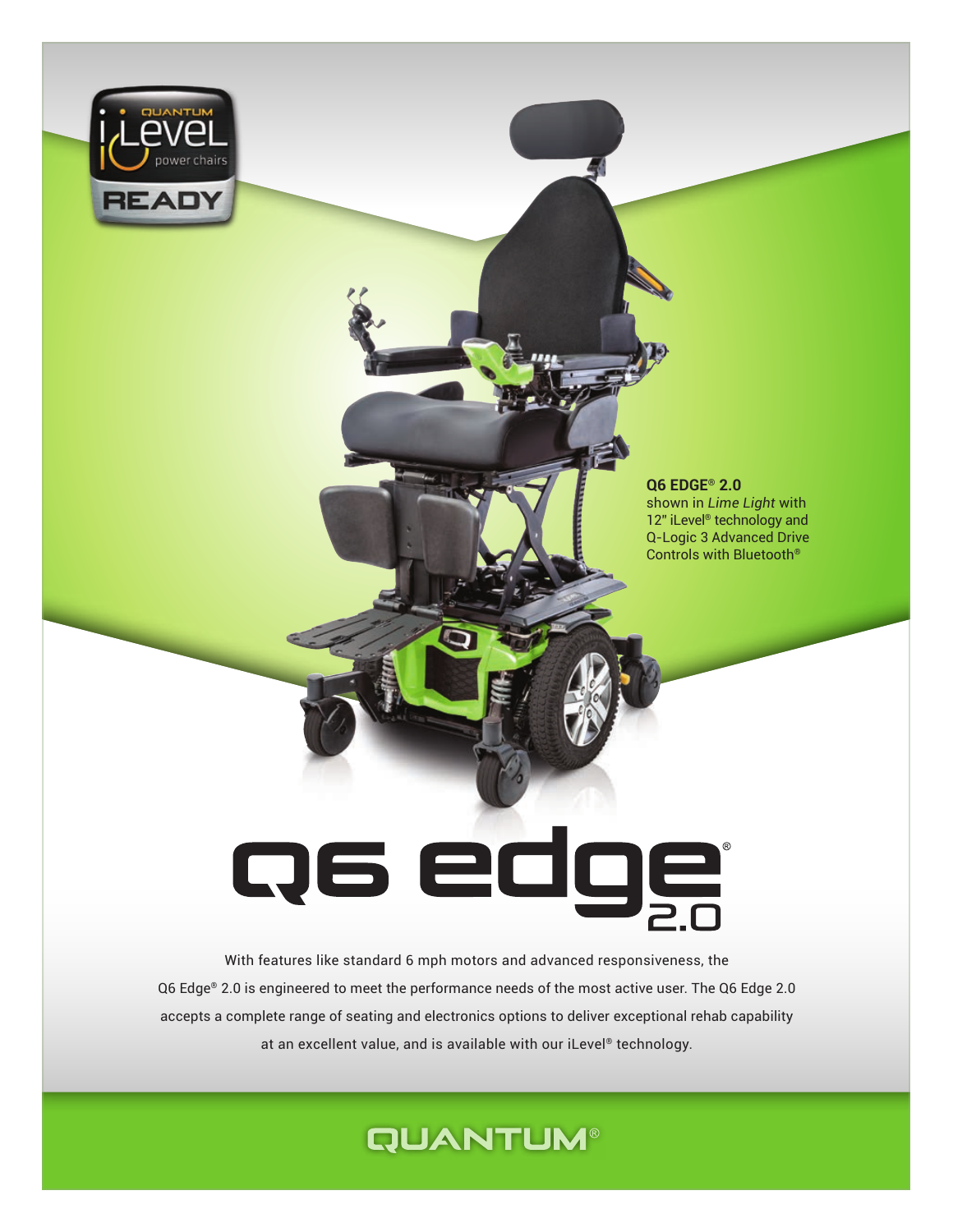QUANTUM iLevel power chairs READY

**Q6 EDGE® 2.0**
shown in *Lime Light* with 12" iLevel® technology and Q-Logic 3 Advanced Drive Controls with Bluetooth®

# Q6 edge® 2.0

With features like standard 6 mph motors and advanced responsiveness, the Q6 Edge® 2.0 is engineered to meet the performance needs of the most active user. The Q6 Edge 2.0 accepts a complete range of seating and electronics options to deliver exceptional rehab capability at an excellent value, and is available with our iLevel® technology.

QUANTUM®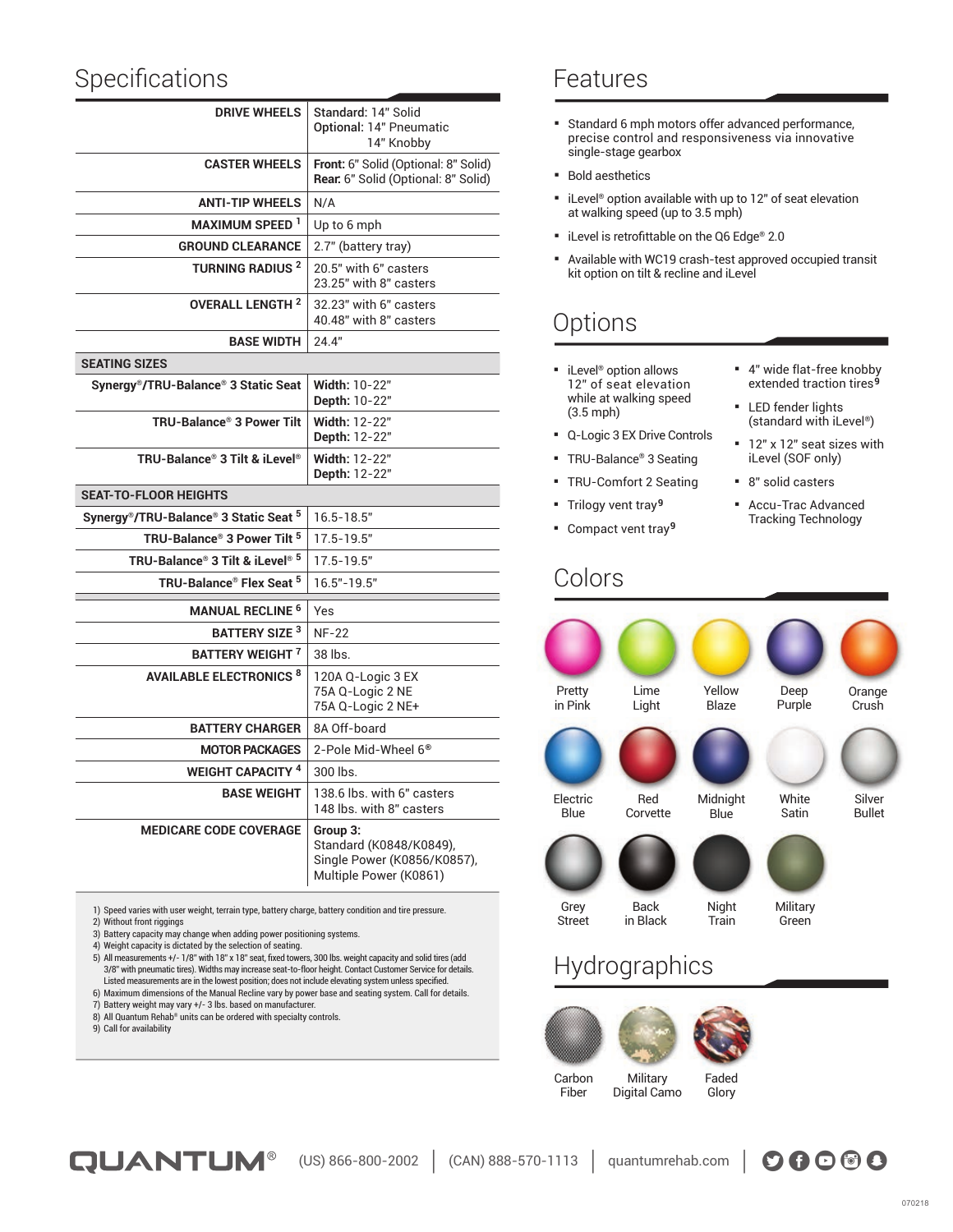## Specifications

| | |
|---|---|
| DRIVE WHEELS | **Standard:** 14" Solid<br>**Optional:** 14" Pneumatic<br>14" Knobby |
| CASTER WHEELS | **Front:** 6" Solid (Optional: 8" Solid)<br>**Rear:** 6" Solid (Optional: 8" Solid) |
| ANTI-TIP WHEELS | N/A |
| MAXIMUM SPEED [1] | Up to 6 mph |
| GROUND CLEARANCE | 2.7" (battery tray) |
| TURNING RADIUS [2] | 20.5" with 6" casters<br>23.25" with 8" casters |
| OVERALL LENGTH [2] | 32.23" with 6" casters<br>40.48" with 8" casters |
| BASE WIDTH | 24.4" |
| **SEATING SIZES** | |
| Synergy®/TRU-Balance® 3 Static Seat | **Width:** 10-22"<br>**Depth:** 10-22" |
| TRU-Balance® 3 Power Tilt | **Width:** 12-22"<br>**Depth:** 12-22" |
| TRU-Balance® 3 Tilt & iLevel® | **Width:** 12-22"<br>**Depth:** 12-22" |
| **SEAT-TO-FLOOR HEIGHTS** | |
| Synergy®/TRU-Balance® 3 Static Seat [5] | 16.5-18.5" |
| TRU-Balance® 3 Power Tilt [5] | 17.5-19.5" |
| TRU-Balance® 3 Tilt & iLevel® [5] | 17.5-19.5" |
| TRU-Balance® Flex Seat [5] | 16.5"-19.5" |
| MANUAL RECLINE [6] | Yes |
| BATTERY SIZE [3] | NF-22 |
| BATTERY WEIGHT [7] | 38 lbs. |
| AVAILABLE ELECTRONICS [8] | 120A Q-Logic 3 EX<br>75A Q-Logic 2 NE<br>75A Q-Logic 2 NE+ |
| BATTERY CHARGER | 8A Off-board |
| MOTOR PACKAGES | 2-Pole Mid-Wheel 6® |
| WEIGHT CAPACITY [4] | 300 lbs. |
| BASE WEIGHT | 138.6 lbs. with 6" casters<br>148 lbs. with 8" casters |
| MEDICARE CODE COVERAGE | **Group 3:**<br>Standard (K0848/K0849),<br>Single Power (K0856/K0857),<br>Multiple Power (K0861) |

1) Speed varies with user weight, terrain type, battery charge, battery condition and tire pressure.
2) Without front riggings
3) Battery capacity may change when adding power positioning systems.
4) Weight capacity is dictated by the selection of seating.
5) All measurements +/- 1/8" with 18" x 18" seat, fixed towers, 300 lbs. weight capacity and solid tires (add 3/8" with pneumatic tires). Widths may increase seat-to-floor height. Contact Customer Service for details. Listed measurements are in the lowest position; does not include elevating system unless specified.
6) Maximum dimensions of the Manual Recline vary by power base and seating system. Call for details.
7) Battery weight may vary +/- 3 lbs. based on manufacturer.
8) All Quantum Rehab® units can be ordered with specialty controls.
9) Call for availability

## Features

- Standard 6 mph motors offer advanced performance, precise control and responsiveness via innovative single-stage gearbox
- Bold aesthetics
- iLevel® option available with up to 12" of seat elevation at walking speed (up to 3.5 mph)
- iLevel is retrofittable on the Q6 Edge® 2.0
- Available with WC19 crash-test approved occupied transit kit option on tilt & recline and iLevel

## Options

- iLevel® option allows 12" of seat elevation while at walking speed (3.5 mph)
- Q-Logic 3 EX Drive Controls
- TRU-Balance® 3 Seating
- TRU-Comfort 2 Seating
- Trilogy vent tray[9]
- Compact vent tray[9]
- 4" wide flat-free knobby extended traction tires[9]
- LED fender lights (standard with iLevel®)
- 12" x 12" seat sizes with iLevel (SOF only)
- 8" solid casters
- Accu-Trac Advanced Tracking Technology

## Colors

Pretty in Pink, Lime Light, Yellow Blaze, Deep Purple, Orange Crush, Electric Blue, Red Corvette, Midnight Blue, White Satin, Silver Bullet, Grey Street, Back in Black, Night Train, Military Green

## Hydrographics

Carbon Fiber, Military Digital Camo, Faded Glory

QUANTUM® (US) 866-800-2002 | (CAN) 888-570-1113 | quantumrehab.com

070218